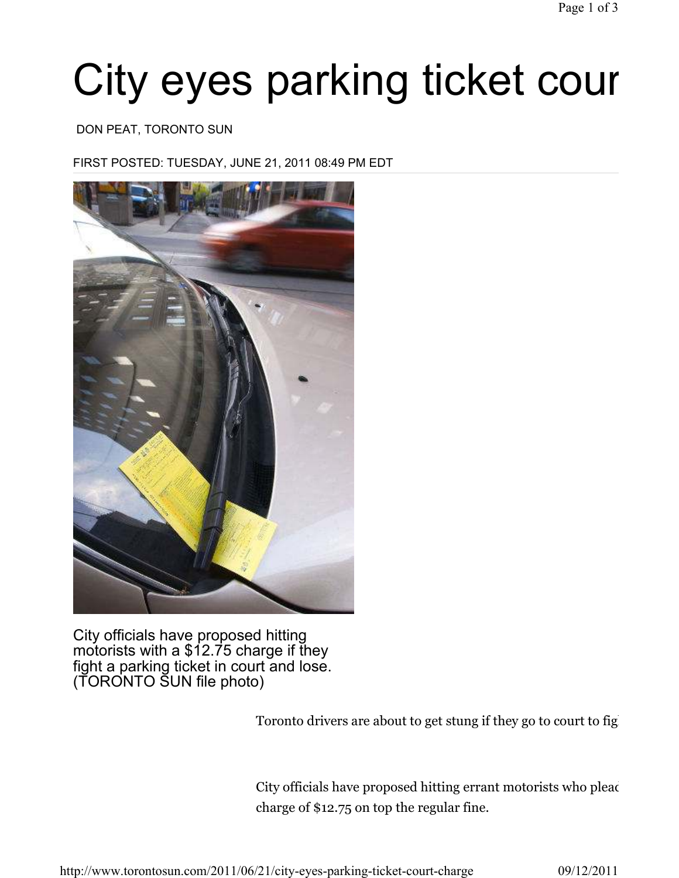# City eyes parking ticket cour

DON PEAT, TORONTO SUN

FIRST POSTED: TUESDAY, JUNE 21, 2011 08:49 PM EDT

City officials have proposed hitting motorists with a $12.75 charge if they fight a parking ticket in court and lose. (TORONTO SUN file photo)

Toronto drivers are about to get stung if they go to court to fig

City officials have proposed hitting errant motorists who pleac charge of $12.75 on top the regular fine.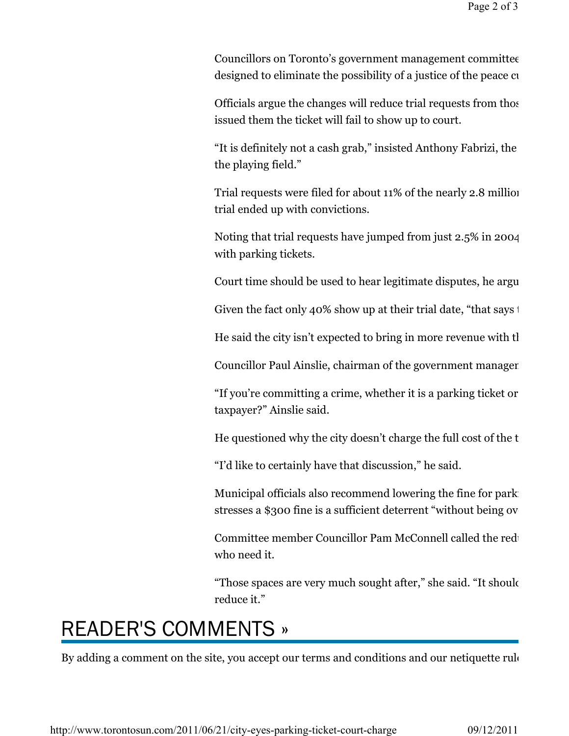Councillors on Toronto's government management committee designed to eliminate the possibility of a justice of the peace cu

Officials argue the changes will reduce trial requests from thos issued them the ticket will fail to show up to court.

"It is definitely not a cash grab," insisted Anthony Fabrizi, the the playing field."

Trial requests were filed for about 11% of the nearly 2.8 million trial ended up with convictions.

Noting that trial requests have jumped from just 2.5% in 2004 with parking tickets.

Court time should be used to hear legitimate disputes, he argu

Given the fact only 40% show up at their trial date, "that says t

He said the city isn't expected to bring in more revenue with th

Councillor Paul Ainslie, chairman of the government managem

"If you're committing a crime, whether it is a parking ticket or taxpayer?" Ainslie said.

He questioned why the city doesn't charge the full cost of the t

"I'd like to certainly have that discussion," he said.

Municipal officials also recommend lowering the fine for park stresses a $300 fine is a sufficient deterrent "without being ov

Committee member Councillor Pam McConnell called the redu who need it.

"Those spaces are very much sought after," she said. "It should reduce it."

## READER'S COMMENTS »

By adding a comment on the site, you accept our terms and conditions and our netiquette rul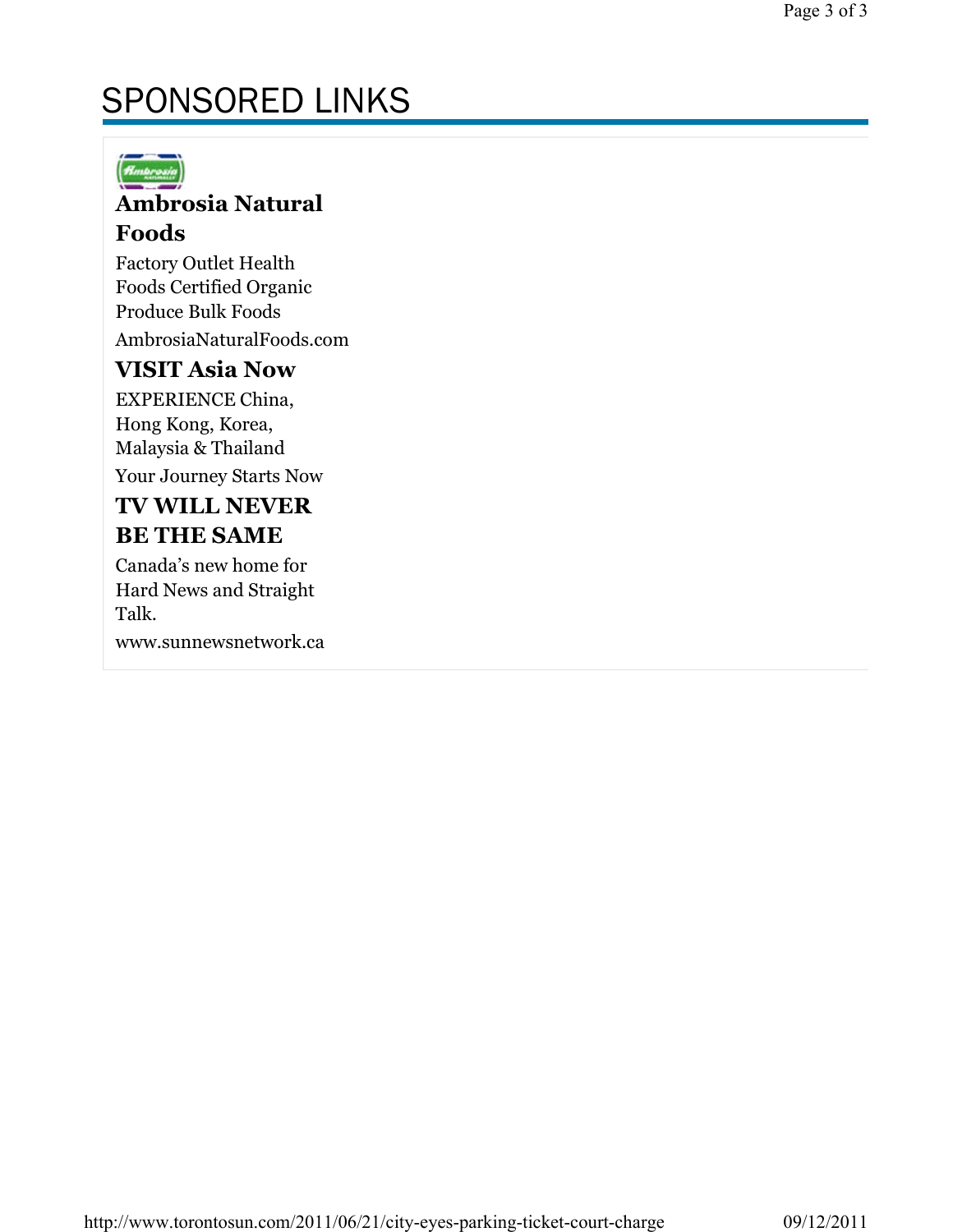# SPONSORED LINKS

### Ambrosia Natural Foods

Factory Outlet Health Foods Certified Organic Produce Bulk Foods

AmbrosiaNaturalFoods.com

### VISIT Asia Now

EXPERIENCE China, Hong Kong, Korea, Malaysia & Thailand

Your Journey Starts Now

### TV WILL NEVER BE THE SAME

Canada's new home for Hard News and Straight Talk.

www.sunnewsnetwork.ca